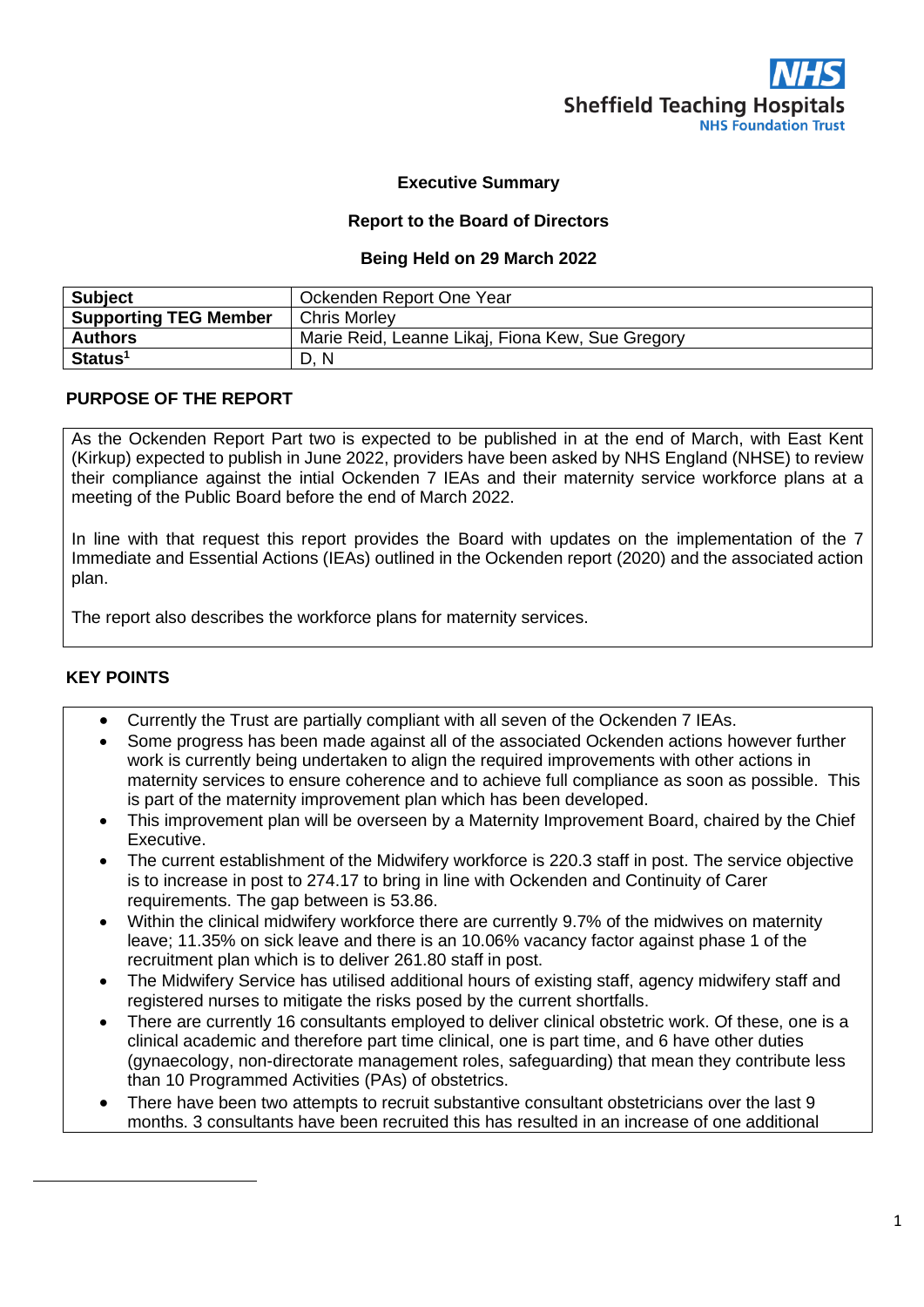Sheffield Teaching Hospitals NHS Foundation Trust

**Executive Summary**

**Report to the Board of Directors**

**Being Held on 29 March 2022**

| | |
|---|---|
| **Subject** | Ockenden Report One Year |
| **Supporting TEG Member** | Chris Morley |
| **Authors** | Marie Reid, Leanne Likaj, Fiona Kew, Sue Gregory |
| **Status[1]** | D, N |

## PURPOSE OF THE REPORT

As the Ockenden Report Part two is expected to be published in at the end of March, with East Kent (Kirkup) expected to publish in June 2022, providers have been asked by NHS England (NHSE) to review their compliance against the intial Ockenden 7 IEAs and their maternity service workforce plans at a meeting of the Public Board before the end of March 2022.

In line with that request this report provides the Board with updates on the implementation of the 7 Immediate and Essential Actions (IEAs) outlined in the Ockenden report (2020) and the associated action plan.

The report also describes the workforce plans for maternity services.

## KEY POINTS

- Currently the Trust are partially compliant with all seven of the Ockenden 7 IEAs.
- Some progress has been made against all of the associated Ockenden actions however further work is currently being undertaken to align the required improvements with other actions in maternity services to ensure coherence and to achieve full compliance as soon as possible. This is part of the maternity improvement plan which has been developed.
- This improvement plan will be overseen by a Maternity Improvement Board, chaired by the Chief Executive.
- The current establishment of the Midwifery workforce is 220.3 staff in post. The service objective is to increase in post to 274.17 to bring in line with Ockenden and Continuity of Carer requirements. The gap between is 53.86.
- Within the clinical midwifery workforce there are currently 9.7% of the midwives on maternity leave; 11.35% on sick leave and there is an 10.06% vacancy factor against phase 1 of the recruitment plan which is to deliver 261.80 staff in post.
- The Midwifery Service has utilised additional hours of existing staff, agency midwifery staff and registered nurses to mitigate the risks posed by the current shortfalls.
- There are currently 16 consultants employed to deliver clinical obstetric work. Of these, one is a clinical academic and therefore part time clinical, one is part time, and 6 have other duties (gynaecology, non-directorate management roles, safeguarding) that mean they contribute less than 10 Programmed Activities (PAs) of obstetrics.
- There have been two attempts to recruit substantive consultant obstetricians over the last 9 months. 3 consultants have been recruited this has resulted in an increase of one additional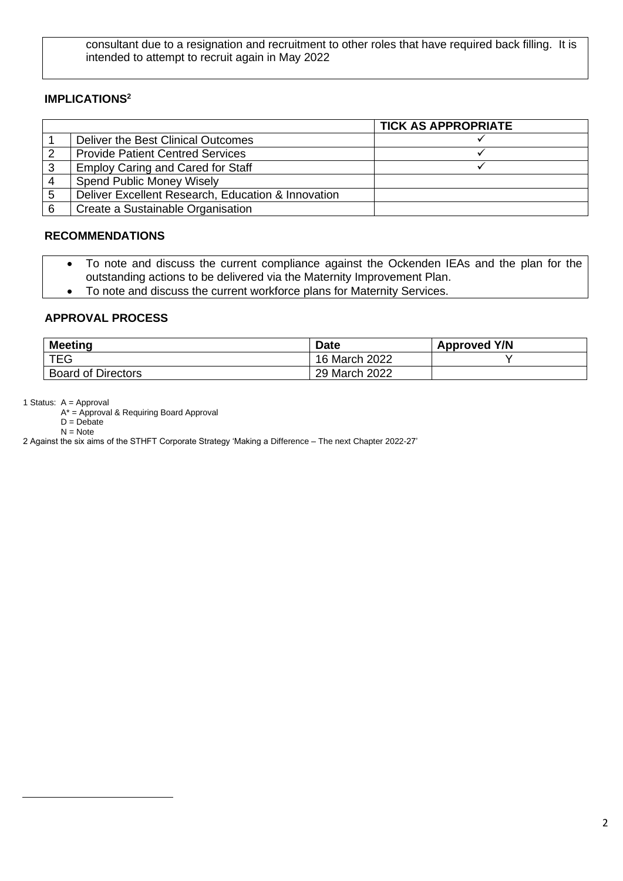consultant due to a resignation and recruitment to other roles that have required back filling. It is intended to attempt to recruit again in May 2022

**IMPLICATIONS[2]**

| | | TICK AS APPROPRIATE |
|---|---|---|
| 1 | Deliver the Best Clinical Outcomes | ✓ |
| 2 | Provide Patient Centred Services | ✓ |
| 3 | Employ Caring and Cared for Staff | ✓ |
| 4 | Spend Public Money Wisely | |
| 5 | Deliver Excellent Research, Education & Innovation | |
| 6 | Create a Sustainable Organisation | |

**RECOMMENDATIONS**

- To note and discuss the current compliance against the Ockenden IEAs and the plan for the outstanding actions to be delivered via the Maternity Improvement Plan.
- To note and discuss the current workforce plans for Maternity Services.

**APPROVAL PROCESS**

| Meeting | Date | Approved Y/N |
|---|---|---|
| TEG | 16 March 2022 | Y |
| Board of Directors | 29 March 2022 | |

1 Status: A = Approval
A* = Approval & Requiring Board Approval
D = Debate
N = Note

2 Against the six aims of the STHFT Corporate Strategy 'Making a Difference – The next Chapter 2022-27'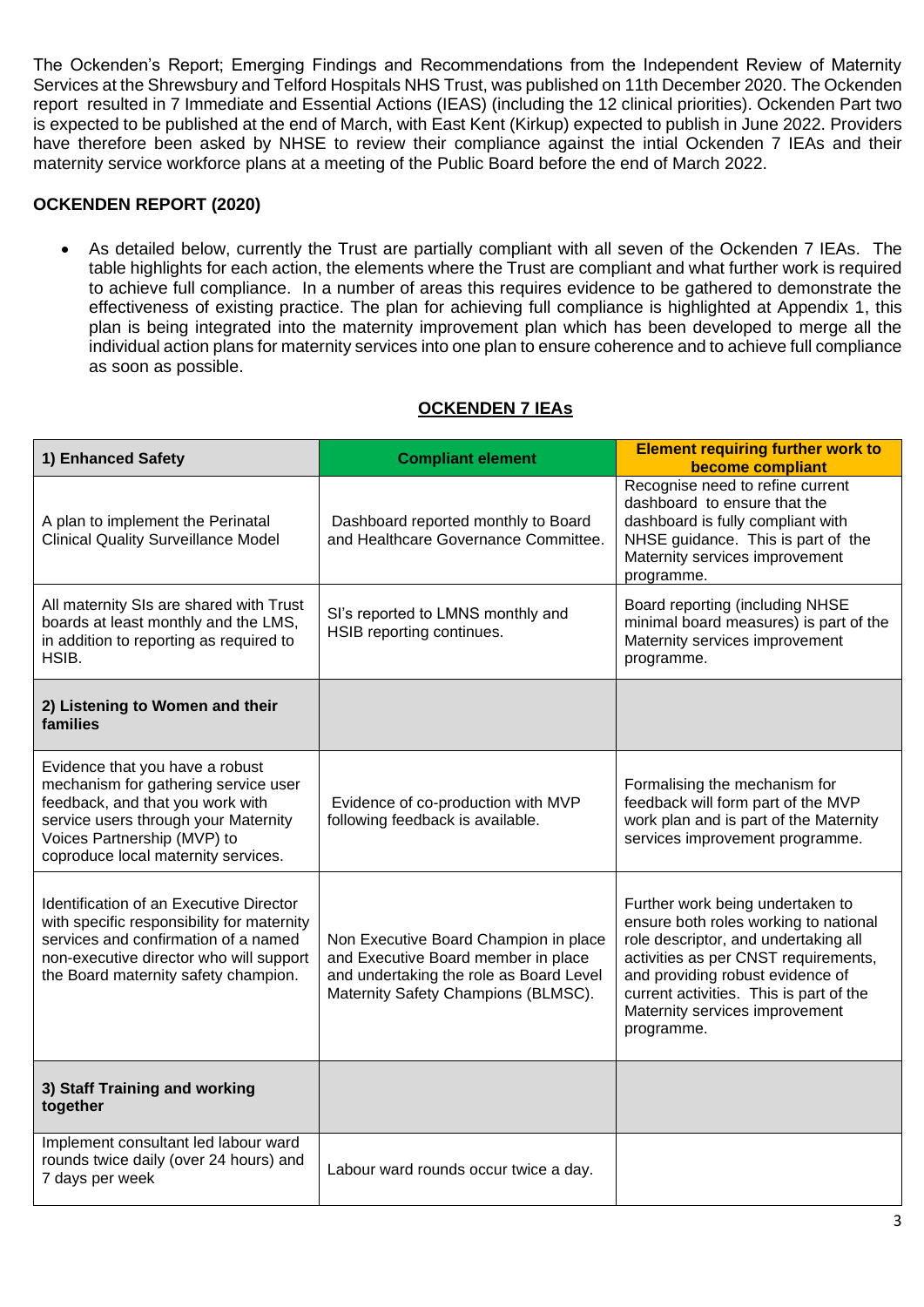The Ockenden's Report; Emerging Findings and Recommendations from the Independent Review of Maternity Services at the Shrewsbury and Telford Hospitals NHS Trust, was published on 11th December 2020. The Ockenden report resulted in 7 Immediate and Essential Actions (IEAS) (including the 12 clinical priorities). Ockenden Part two is expected to be published at the end of March, with East Kent (Kirkup) expected to publish in June 2022. Providers have therefore been asked by NHSE to review their compliance against the intial Ockenden 7 IEAs and their maternity service workforce plans at a meeting of the Public Board before the end of March 2022.

**OCKENDEN REPORT (2020)**

- As detailed below, currently the Trust are partially compliant with all seven of the Ockenden 7 IEAs. The table highlights for each action, the elements where the Trust are compliant and what further work is required to achieve full compliance. In a number of areas this requires evidence to be gathered to demonstrate the effectiveness of existing practice. The plan for achieving full compliance is highlighted at Appendix 1, this plan is being integrated into the maternity improvement plan which has been developed to merge all the individual action plans for maternity services into one plan to ensure coherence and to achieve full compliance as soon as possible.

**OCKENDEN 7 IEAs**

| 1) Enhanced Safety | Compliant element | Element requiring further work to become compliant |
|---|---|---|
| A plan to implement the Perinatal Clinical Quality Surveillance Model | Dashboard reported monthly to Board and Healthcare Governance Committee. | Recognise need to refine current dashboard to ensure that the dashboard is fully compliant with NHSE guidance. This is part of the Maternity services improvement programme. |
| All maternity SIs are shared with Trust boards at least monthly and the LMS, in addition to reporting as required to HSIB. | SI's reported to LMNS monthly and HSIB reporting continues. | Board reporting (including NHSE minimal board measures) is part of the Maternity services improvement programme. |
| **2) Listening to Women and their families** | | |
| Evidence that you have a robust mechanism for gathering service user feedback, and that you work with service users through your Maternity Voices Partnership (MVP) to coproduce local maternity services. | Evidence of co-production with MVP following feedback is available. | Formalising the mechanism for feedback will form part of the MVP work plan and is part of the Maternity services improvement programme. |
| Identification of an Executive Director with specific responsibility for maternity services and confirmation of a named non-executive director who will support the Board maternity safety champion. | Non Executive Board Champion in place and Executive Board member in place and undertaking the role as Board Level Maternity Safety Champions (BLMSC). | Further work being undertaken to ensure both roles working to national role descriptor, and undertaking all activities as per CNST requirements, and providing robust evidence of current activities. This is part of the Maternity services improvement programme. |
| **3) Staff Training and working together** | | |
| Implement consultant led labour ward rounds twice daily (over 24 hours) and 7 days per week | Labour ward rounds occur twice a day. | |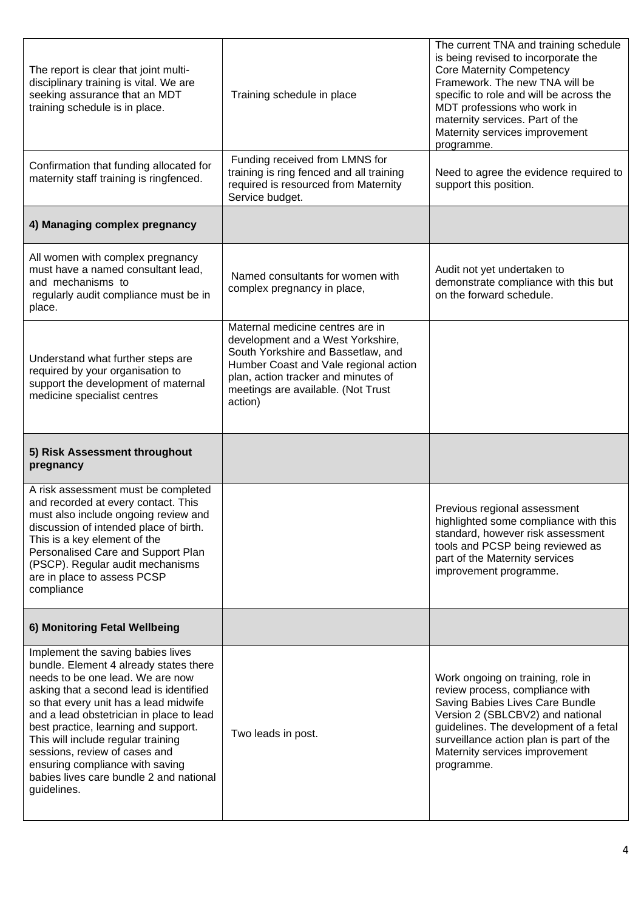| | | |
|---|---|---|
| The report is clear that joint multi-disciplinary training is vital. We are seeking assurance that an MDT training schedule is in place. | Training schedule in place | The current TNA and training schedule is being revised to incorporate the Core Maternity Competency Framework. The new TNA will be specific to role and will be across the MDT professions who work in maternity services. Part of the Maternity services improvement programme. |
| Confirmation that funding allocated for maternity staff training is ringfenced. | Funding received from LMNS for training is ring fenced and all training required is resourced from Maternity Service budget. | Need to agree the evidence required to support this position. |
| **4) Managing complex pregnancy** | | |
| All women with complex pregnancy must have a named consultant lead, and mechanisms to regularly audit compliance must be in place. | Named consultants for women with complex pregnancy in place, | Audit not yet undertaken to demonstrate compliance with this but on the forward schedule. |
| Understand what further steps are required by your organisation to support the development of maternal medicine specialist centres | Maternal medicine centres are in development and a West Yorkshire, South Yorkshire and Bassetlaw, and Humber Coast and Vale regional action plan, action tracker and minutes of meetings are available. (Not Trust action) | |
| **5) Risk Assessment throughout pregnancy** | | |
| A risk assessment must be completed and recorded at every contact. This must also include ongoing review and discussion of intended place of birth. This is a key element of the Personalised Care and Support Plan (PSCP). Regular audit mechanisms are in place to assess PCSP compliance | | Previous regional assessment highlighted some compliance with this standard, however risk assessment tools and PCSP being reviewed as part of the Maternity services improvement programme. |
| **6) Monitoring Fetal Wellbeing** | | |
| Implement the saving babies lives bundle. Element 4 already states there needs to be one lead. We are now asking that a second lead is identified so that every unit has a lead midwife and a lead obstetrician in place to lead best practice, learning and support. This will include regular training sessions, review of cases and ensuring compliance with saving babies lives care bundle 2 and national guidelines. | Two leads in post. | Work ongoing on training, role in review process, compliance with Saving Babies Lives Care Bundle Version 2 (SBLCBV2) and national guidelines. The development of a fetal surveillance action plan is part of the Maternity services improvement programme. |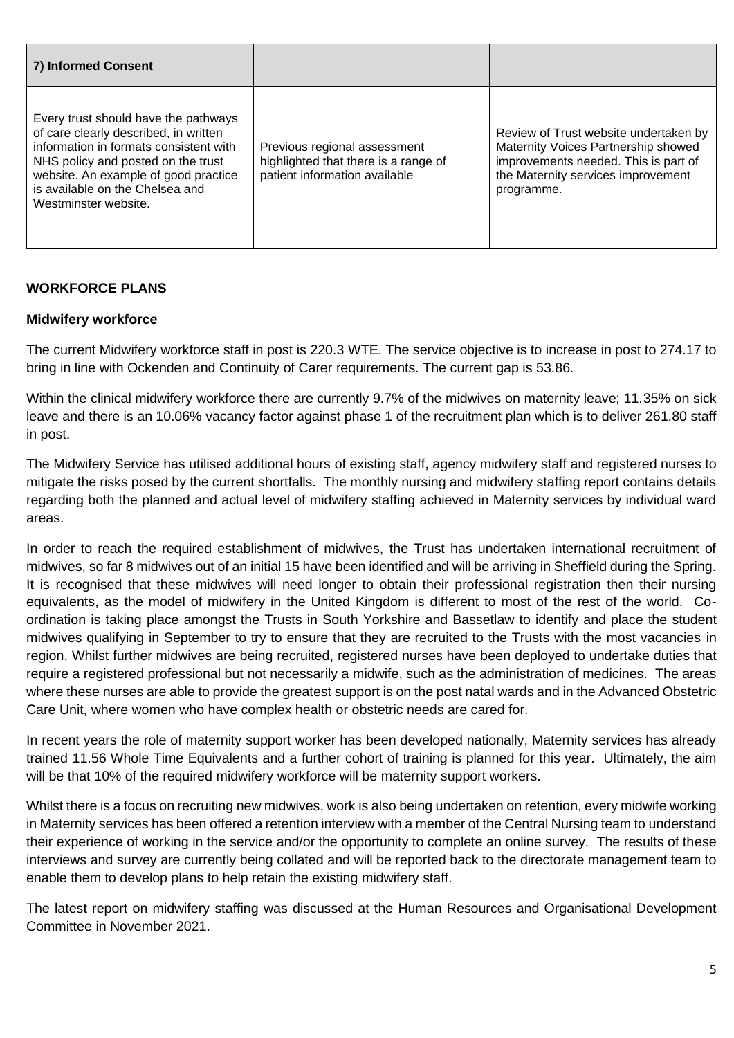| 7) Informed Consent | | |
|---|---|---|
| Every trust should have the pathways of care clearly described, in written information in formats consistent with NHS policy and posted on the trust website. An example of good practice is available on the Chelsea and Westminster website. | Previous regional assessment highlighted that there is a range of patient information available | Review of Trust website undertaken by Maternity Voices Partnership showed improvements needed. This is part of the Maternity services improvement programme. |

## WORKFORCE PLANS

### Midwifery workforce

The current Midwifery workforce staff in post is 220.3 WTE. The service objective is to increase in post to 274.17 to bring in line with Ockenden and Continuity of Carer requirements. The current gap is 53.86.

Within the clinical midwifery workforce there are currently 9.7% of the midwives on maternity leave; 11.35% on sick leave and there is an 10.06% vacancy factor against phase 1 of the recruitment plan which is to deliver 261.80 staff in post.

The Midwifery Service has utilised additional hours of existing staff, agency midwifery staff and registered nurses to mitigate the risks posed by the current shortfalls. The monthly nursing and midwifery staffing report contains details regarding both the planned and actual level of midwifery staffing achieved in Maternity services by individual ward areas.

In order to reach the required establishment of midwives, the Trust has undertaken international recruitment of midwives, so far 8 midwives out of an initial 15 have been identified and will be arriving in Sheffield during the Spring. It is recognised that these midwives will need longer to obtain their professional registration then their nursing equivalents, as the model of midwifery in the United Kingdom is different to most of the rest of the world. Co-ordination is taking place amongst the Trusts in South Yorkshire and Bassetlaw to identify and place the student midwives qualifying in September to try to ensure that they are recruited to the Trusts with the most vacancies in region. Whilst further midwives are being recruited, registered nurses have been deployed to undertake duties that require a registered professional but not necessarily a midwife, such as the administration of medicines. The areas where these nurses are able to provide the greatest support is on the post natal wards and in the Advanced Obstetric Care Unit, where women who have complex health or obstetric needs are cared for.

In recent years the role of maternity support worker has been developed nationally, Maternity services has already trained 11.56 Whole Time Equivalents and a further cohort of training is planned for this year. Ultimately, the aim will be that 10% of the required midwifery workforce will be maternity support workers.

Whilst there is a focus on recruiting new midwives, work is also being undertaken on retention, every midwife working in Maternity services has been offered a retention interview with a member of the Central Nursing team to understand their experience of working in the service and/or the opportunity to complete an online survey. The results of these interviews and survey are currently being collated and will be reported back to the directorate management team to enable them to develop plans to help retain the existing midwifery staff.

The latest report on midwifery staffing was discussed at the Human Resources and Organisational Development Committee in November 2021.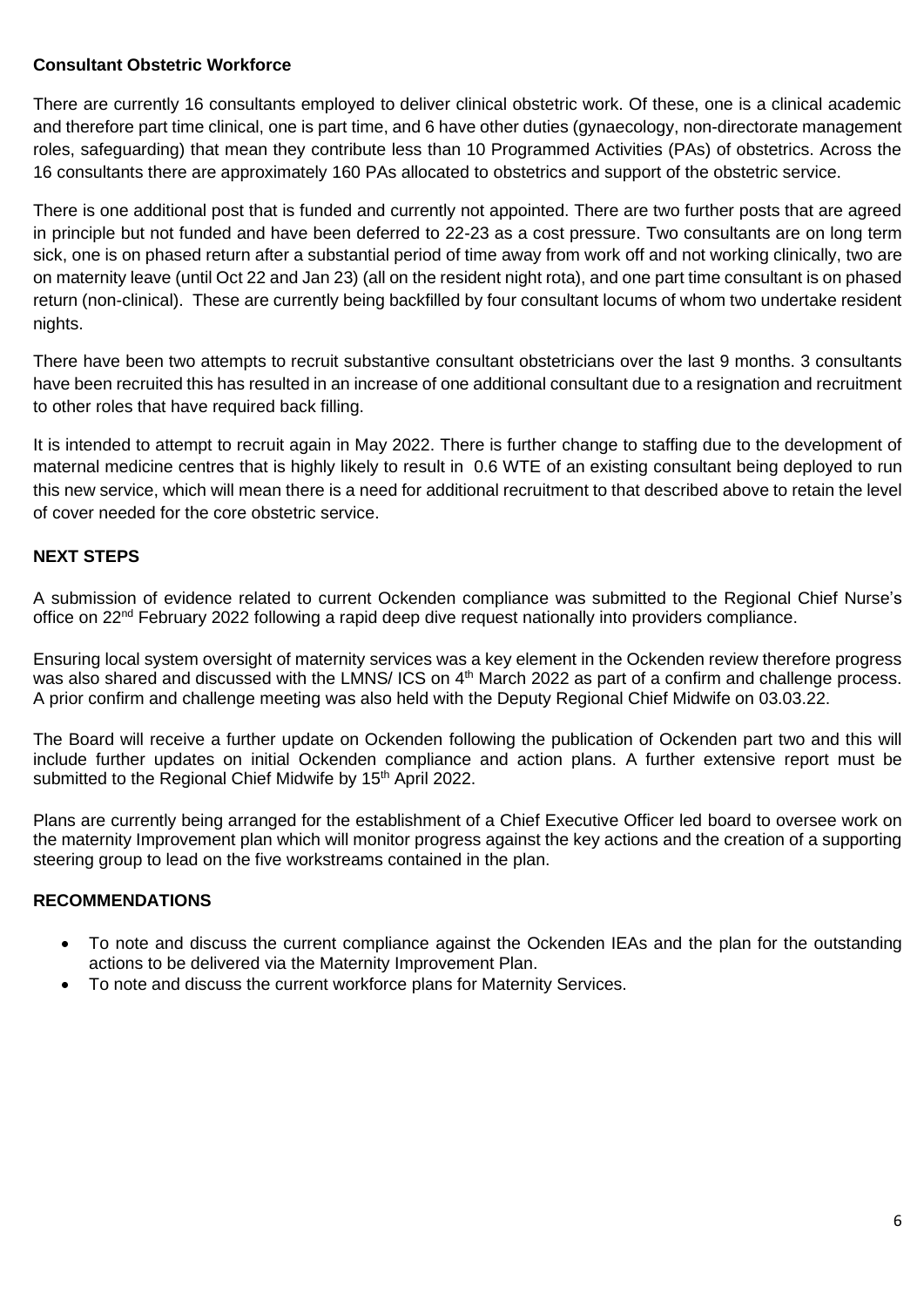**Consultant Obstetric Workforce**

There are currently 16 consultants employed to deliver clinical obstetric work. Of these, one is a clinical academic and therefore part time clinical, one is part time, and 6 have other duties (gynaecology, non-directorate management roles, safeguarding) that mean they contribute less than 10 Programmed Activities (PAs) of obstetrics. Across the 16 consultants there are approximately 160 PAs allocated to obstetrics and support of the obstetric service.

There is one additional post that is funded and currently not appointed. There are two further posts that are agreed in principle but not funded and have been deferred to 22-23 as a cost pressure. Two consultants are on long term sick, one is on phased return after a substantial period of time away from work off and not working clinically, two are on maternity leave (until Oct 22 and Jan 23) (all on the resident night rota), and one part time consultant is on phased return (non-clinical). These are currently being backfilled by four consultant locums of whom two undertake resident nights.

There have been two attempts to recruit substantive consultant obstetricians over the last 9 months. 3 consultants have been recruited this has resulted in an increase of one additional consultant due to a resignation and recruitment to other roles that have required back filling.

It is intended to attempt to recruit again in May 2022. There is further change to staffing due to the development of maternal medicine centres that is highly likely to result in 0.6 WTE of an existing consultant being deployed to run this new service, which will mean there is a need for additional recruitment to that described above to retain the level of cover needed for the core obstetric service.

**NEXT STEPS**

A submission of evidence related to current Ockenden compliance was submitted to the Regional Chief Nurse's office on 22nd February 2022 following a rapid deep dive request nationally into providers compliance.

Ensuring local system oversight of maternity services was a key element in the Ockenden review therefore progress was also shared and discussed with the LMNS/ ICS on 4th March 2022 as part of a confirm and challenge process. A prior confirm and challenge meeting was also held with the Deputy Regional Chief Midwife on 03.03.22.

The Board will receive a further update on Ockenden following the publication of Ockenden part two and this will include further updates on initial Ockenden compliance and action plans. A further extensive report must be submitted to the Regional Chief Midwife by 15th April 2022.

Plans are currently being arranged for the establishment of a Chief Executive Officer led board to oversee work on the maternity Improvement plan which will monitor progress against the key actions and the creation of a supporting steering group to lead on the five workstreams contained in the plan.

**RECOMMENDATIONS**

- To note and discuss the current compliance against the Ockenden IEAs and the plan for the outstanding actions to be delivered via the Maternity Improvement Plan.
- To note and discuss the current workforce plans for Maternity Services.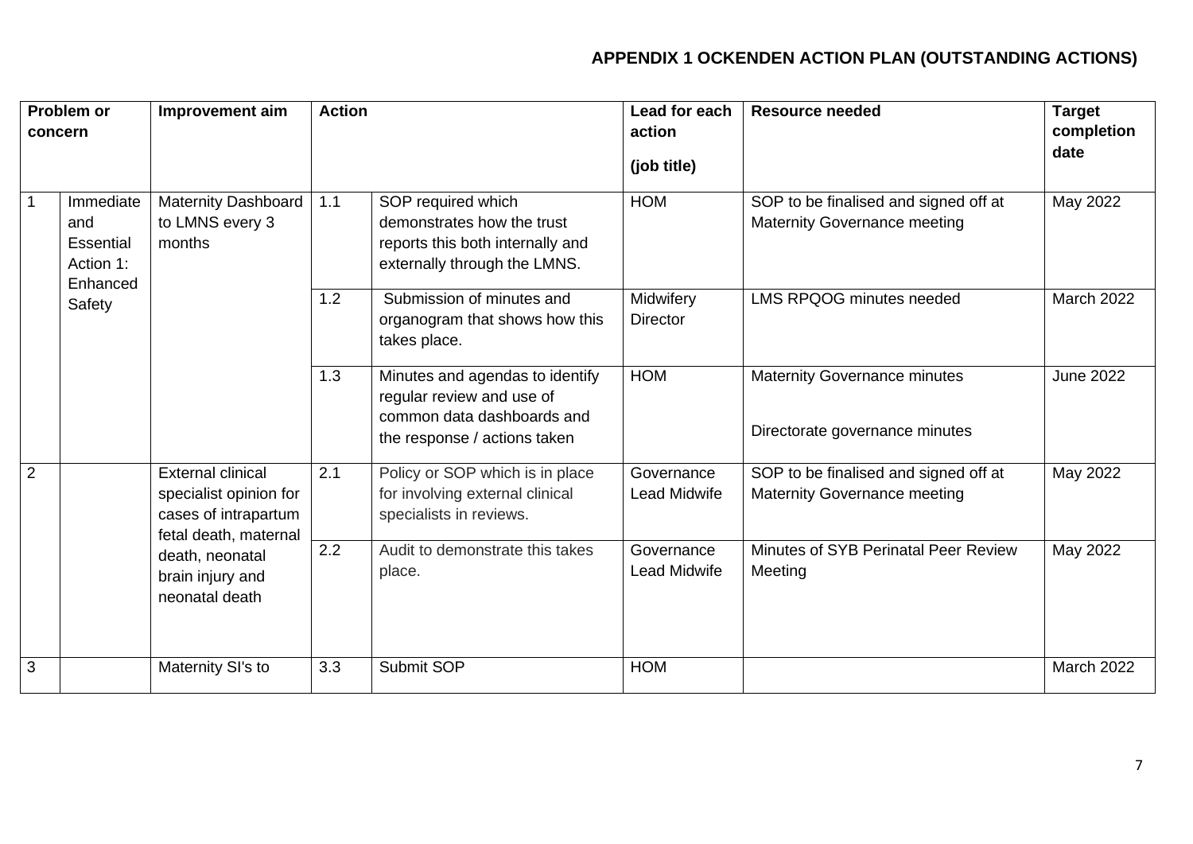**APPENDIX 1 OCKENDEN ACTION PLAN (OUTSTANDING ACTIONS)**

| Problem or concern | | Improvement aim | Action | | Lead for each action (job title) | Resource needed | Target completion date |
|---|---|---|---|---|---|---|---|
| 1 | Immediate and Essential Action 1: Enhanced Safety | Maternity Dashboard to LMNS every 3 months | 1.1 | SOP required which demonstrates how the trust reports this both internally and externally through the LMNS. | HOM | SOP to be finalised and signed off at Maternity Governance meeting | May 2022 |
| | | | 1.2 | Submission of minutes and organogram that shows how this takes place. | Midwifery Director | LMS RPQOG minutes needed | March 2022 |
| | | | 1.3 | Minutes and agendas to identify regular review and use of common data dashboards and the response / actions taken | HOM | Maternity Governance minutes<br><br>Directorate governance minutes | June 2022 |
| 2 | | External clinical specialist opinion for cases of intrapartum fetal death, maternal death, neonatal brain injury and neonatal death | 2.1 | Policy or SOP which is in place for involving external clinical specialists in reviews. | Governance Lead Midwife | SOP to be finalised and signed off at Maternity Governance meeting | May 2022 |
| | | | 2.2 | Audit to demonstrate this takes place. | Governance Lead Midwife | Minutes of SYB Perinatal Peer Review Meeting | May 2022 |
| 3 | | Maternity SI's to | 3.3 | Submit SOP | HOM | | March 2022 |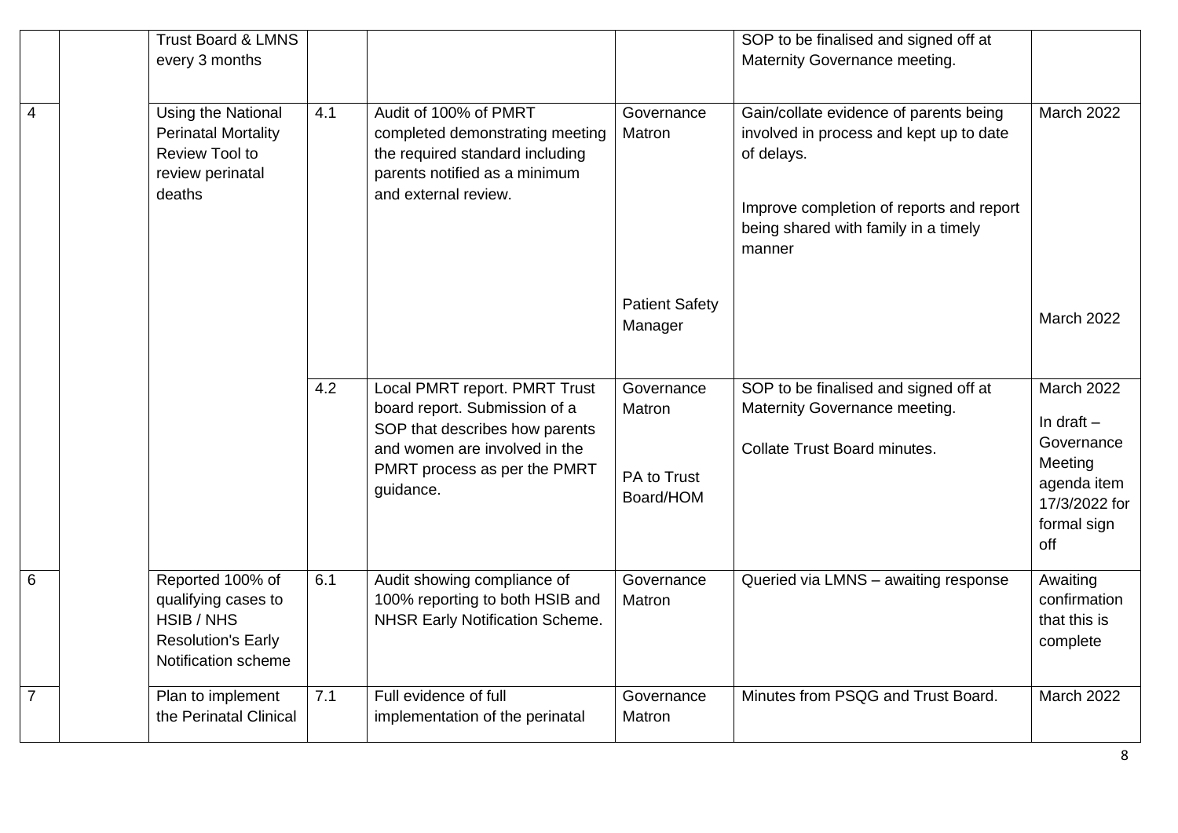| | | | | | | |
|---|---|---|---|---|---|---|
| | | Trust Board & LMNS every 3 months | | | | SOP to be finalised and signed off at Maternity Governance meeting. | |
| 4 | | Using the National Perinatal Mortality Review Tool to review perinatal deaths | 4.1 | Audit of 100% of PMRT completed demonstrating meeting the required standard including parents notified as a minimum and external review. | Governance Matron<br><br>Patient Safety Manager | Gain/collate evidence of parents being involved in process and kept up to date of delays.<br><br>Improve completion of reports and report being shared with family in a timely manner | March 2022<br><br>March 2022 |
| | | | 4.2 | Local PMRT report. PMRT Trust board report. Submission of a SOP that describes how parents and women are involved in the PMRT process as per the PMRT guidance. | Governance Matron<br><br>PA to Trust Board/HOM | SOP to be finalised and signed off at Maternity Governance meeting.<br><br>Collate Trust Board minutes. | March 2022<br>In draft – Governance Meeting agenda item 17/3/2022 for formal sign off |
| 6 | | Reported 100% of qualifying cases to HSIB / NHS Resolution's Early Notification scheme | 6.1 | Audit showing compliance of 100% reporting to both HSIB and NHSR Early Notification Scheme. | Governance Matron | Queried via LMNS – awaiting response | Awaiting confirmation that this is complete |
| 7 | | Plan to implement the Perinatal Clinical | 7.1 | Full evidence of full implementation of the perinatal | Governance Matron | Minutes from PSQG and Trust Board. | March 2022 |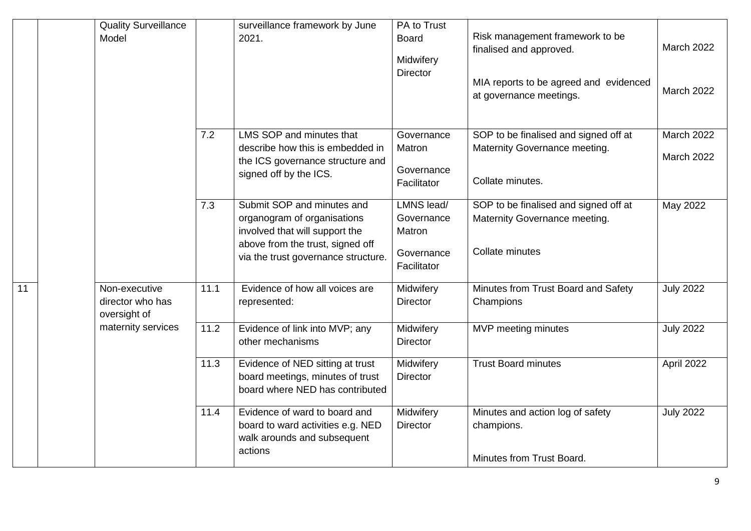| | | | | | | | |
|---|---|---|---|---|---|---|---|
| | | Quality Surveillance Model | | surveillance framework by June 2021. | PA to Trust Board<br><br>Midwifery Director | Risk management framework to be finalised and approved.<br><br>MIA reports to be agreed and evidenced at governance meetings. | March 2022<br><br>March 2022 |
| | | | 7.2 | LMS SOP and minutes that describe how this is embedded in the ICS governance structure and signed off by the ICS. | Governance Matron<br><br>Governance Facilitator | SOP to be finalised and signed off at Maternity Governance meeting.<br><br>Collate minutes. | March 2022<br><br>March 2022 |
| | | | 7.3 | Submit SOP and minutes and organogram of organisations involved that will support the above from the trust, signed off via the trust governance structure. | LMNS lead/ Governance Matron<br><br>Governance Facilitator | SOP to be finalised and signed off at Maternity Governance meeting.<br><br>Collate minutes | May 2022 |
| 11 | | Non-executive director who has oversight of maternity services | 11.1 | Evidence of how all voices are represented: | Midwifery Director | Minutes from Trust Board and Safety Champions | July 2022 |
| | | | 11.2 | Evidence of link into MVP; any other mechanisms | Midwifery Director | MVP meeting minutes | July 2022 |
| | | | 11.3 | Evidence of NED sitting at trust board meetings, minutes of trust board where NED has contributed | Midwifery Director | Trust Board minutes | April 2022 |
| | | | 11.4 | Evidence of ward to board and board to ward activities e.g. NED walk arounds and subsequent actions | Midwifery Director | Minutes and action log of safety champions.<br><br>Minutes from Trust Board. | July 2022 |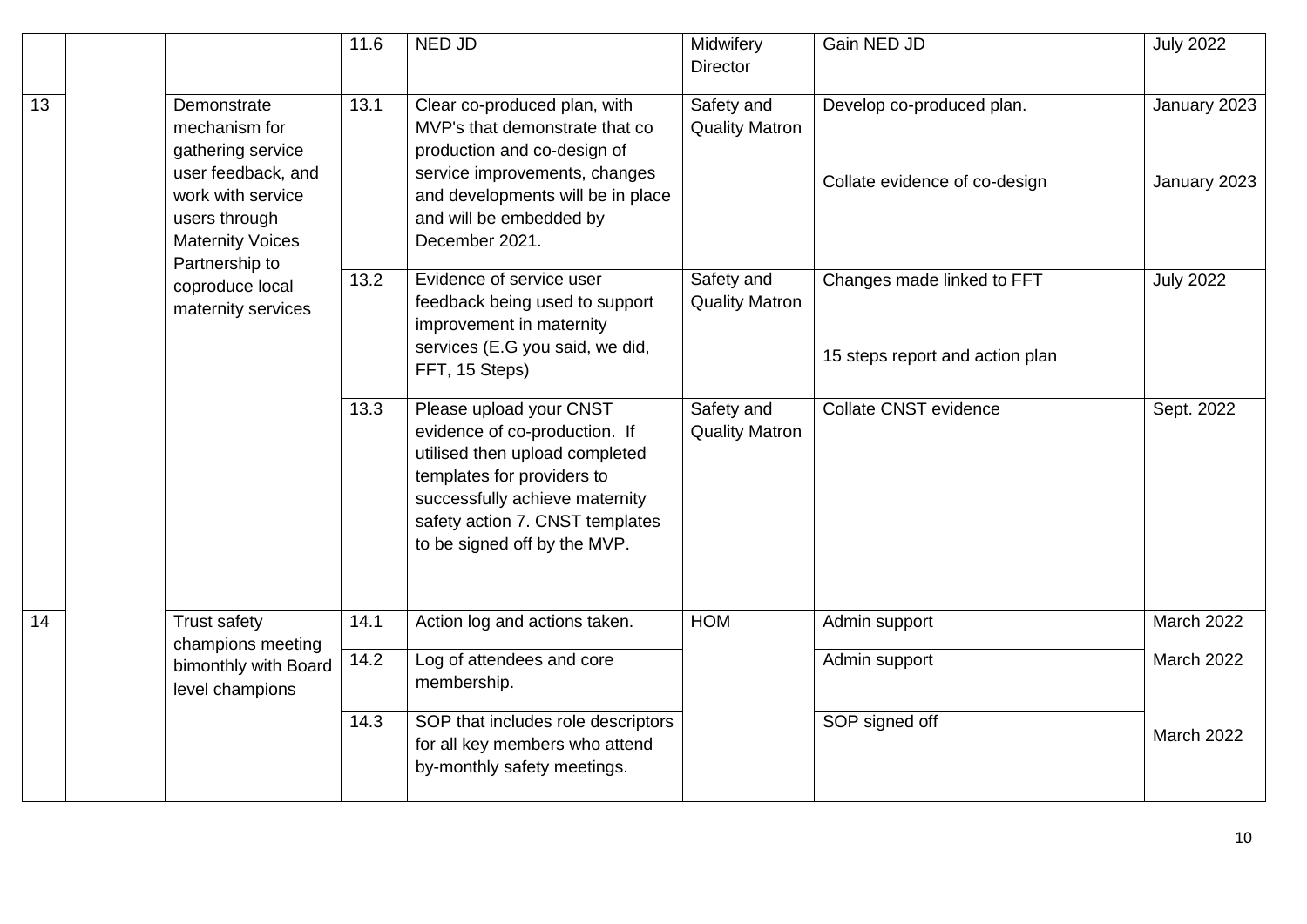| | | | | | | | |
|---|---|---|---|---|---|---|---|
| | | | 11.6 | NED JD | Midwifery Director | Gain NED JD | July 2022 |
| 13 | | Demonstrate mechanism for gathering service user feedback, and work with service users through Maternity Voices Partnership to coproduce local maternity services | 13.1 | Clear co-produced plan, with MVP's that demonstrate that co production and co-design of service improvements, changes and developments will be in place and will be embedded by December 2021. | Safety and Quality Matron | Develop co-produced plan.<br><br>Collate evidence of co-design | January 2023<br><br>January 2023 |
| | | | 13.2 | Evidence of service user feedback being used to support improvement in maternity services (E.G you said, we did, FFT, 15 Steps) | Safety and Quality Matron | Changes made linked to FFT<br><br>15 steps report and action plan | July 2022 |
| | | | 13.3 | Please upload your CNST evidence of co-production. If utilised then upload completed templates for providers to successfully achieve maternity safety action 7. CNST templates to be signed off by the MVP. | Safety and Quality Matron | Collate CNST evidence | Sept. 2022 |
| 14 | | Trust safety champions meeting bimonthly with Board level champions | 14.1 | Action log and actions taken. | HOM | Admin support | March 2022 |
| | | | 14.2 | Log of attendees and core membership. | | Admin support | March 2022 |
| | | | 14.3 | SOP that includes role descriptors for all key members who attend by-monthly safety meetings. | | SOP signed off | March 2022 |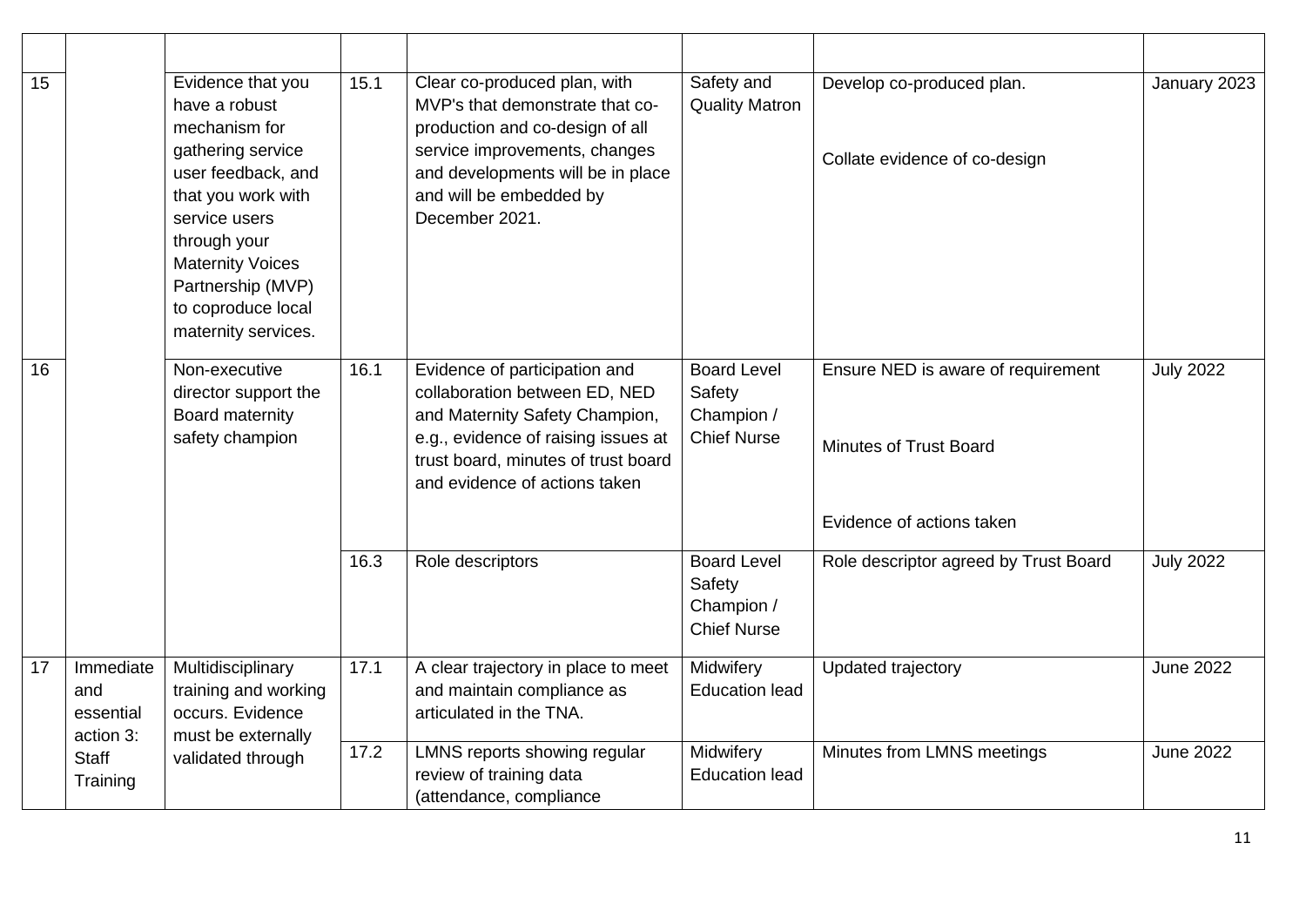| | | | | | | | |
|---|---|---|---|---|---|---|---|
| 15 | | Evidence that you have a robust mechanism for gathering service user feedback, and that you work with service users through your Maternity Voices Partnership (MVP) to coproduce local maternity services. | 15.1 | Clear co-produced plan, with MVP's that demonstrate that co-production and co-design of all service improvements, changes and developments will be in place and will be embedded by December 2021. | Safety and Quality Matron | Develop co-produced plan.<br><br>Collate evidence of co-design | January 2023 |
| 16 | | Non-executive director support the Board maternity safety champion | 16.1 | Evidence of participation and collaboration between ED, NED and Maternity Safety Champion, e.g., evidence of raising issues at trust board, minutes of trust board and evidence of actions taken | Board Level Safety Champion / Chief Nurse | Ensure NED is aware of requirement<br><br>Minutes of Trust Board<br><br>Evidence of actions taken | July 2022 |
| | | | 16.3 | Role descriptors | Board Level Safety Champion / Chief Nurse | Role descriptor agreed by Trust Board | July 2022 |
| 17 | Immediate and essential action 3: Staff Training | Multidisciplinary training and working occurs. Evidence must be externally validated through | 17.1 | A clear trajectory in place to meet and maintain compliance as articulated in the TNA. | Midwifery Education lead | Updated trajectory | June 2022 |
| | | | 17.2 | LMNS reports showing regular review of training data (attendance, compliance | Midwifery Education lead | Minutes from LMNS meetings | June 2022 |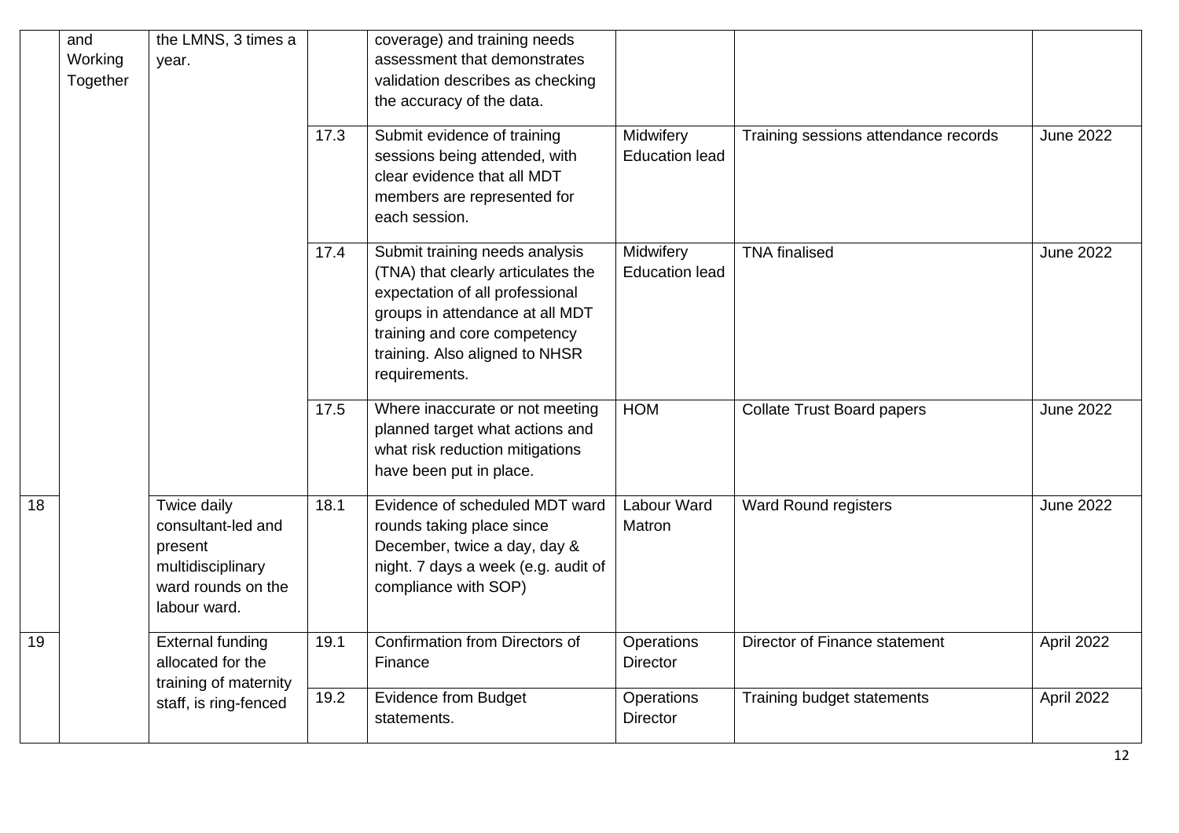| | | | | | | | |
|---|---|---|---|---|---|---|---|
| | and Working Together | the LMNS, 3 times a year. | | coverage) and training needs assessment that demonstrates validation describes as checking the accuracy of the data. | | | |
| | | | 17.3 | Submit evidence of training sessions being attended, with clear evidence that all MDT members are represented for each session. | Midwifery Education lead | Training sessions attendance records | June 2022 |
| | | | 17.4 | Submit training needs analysis (TNA) that clearly articulates the expectation of all professional groups in attendance at all MDT training and core competency training. Also aligned to NHSR requirements. | Midwifery Education lead | TNA finalised | June 2022 |
| | | | 17.5 | Where inaccurate or not meeting planned target what actions and what risk reduction mitigations have been put in place. | HOM | Collate Trust Board papers | June 2022 |
| 18 | | Twice daily consultant-led and present multidisciplinary ward rounds on the labour ward. | 18.1 | Evidence of scheduled MDT ward rounds taking place since December, twice a day, day & night. 7 days a week (e.g. audit of compliance with SOP) | Labour Ward Matron | Ward Round registers | June 2022 |
| 19 | | External funding allocated for the training of maternity staff, is ring-fenced | 19.1 | Confirmation from Directors of Finance | Operations Director | Director of Finance statement | April 2022 |
| | | | 19.2 | Evidence from Budget statements. | Operations Director | Training budget statements | April 2022 |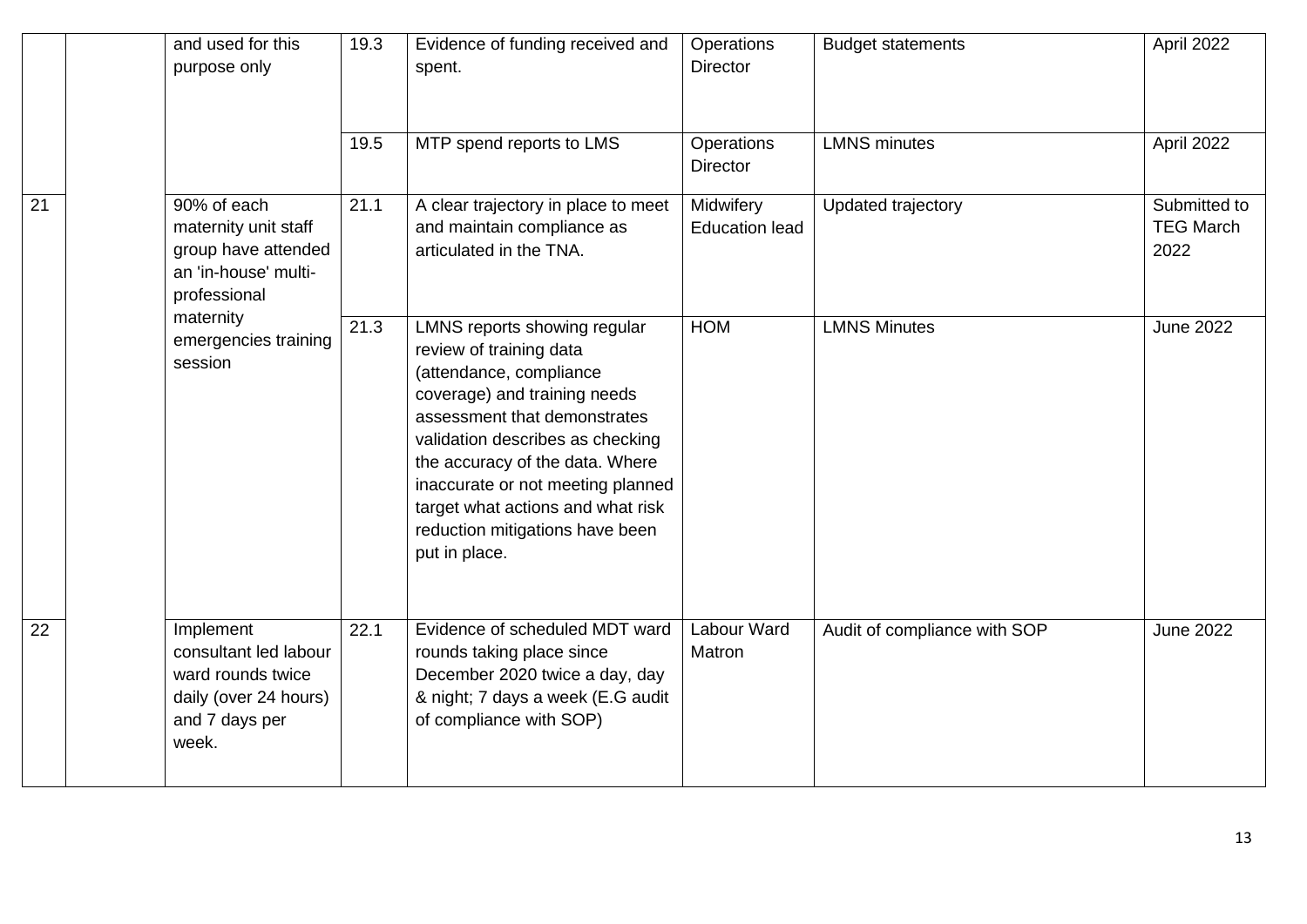| | | | | | | | |
|---|---|---|---|---|---|---|---|
| | | and used for this purpose only | 19.3 | Evidence of funding received and spent. | Operations Director | Budget statements | April 2022 |
| | | | 19.5 | MTP spend reports to LMS | Operations Director | LMNS minutes | April 2022 |
| 21 | | 90% of each maternity unit staff group have attended an 'in-house' multi-professional maternity emergencies training session | 21.1 | A clear trajectory in place to meet and maintain compliance as articulated in the TNA. | Midwifery Education lead | Updated trajectory | Submitted to TEG March 2022 |
| | | | 21.3 | LMNS reports showing regular review of training data (attendance, compliance coverage) and training needs assessment that demonstrates validation describes as checking the accuracy of the data. Where inaccurate or not meeting planned target what actions and what risk reduction mitigations have been put in place. | HOM | LMNS Minutes | June 2022 |
| 22 | | Implement consultant led labour ward rounds twice daily (over 24 hours) and 7 days per week. | 22.1 | Evidence of scheduled MDT ward rounds taking place since December 2020 twice a day, day & night; 7 days a week (E.G audit of compliance with SOP) | Labour Ward Matron | Audit of compliance with SOP | June 2022 |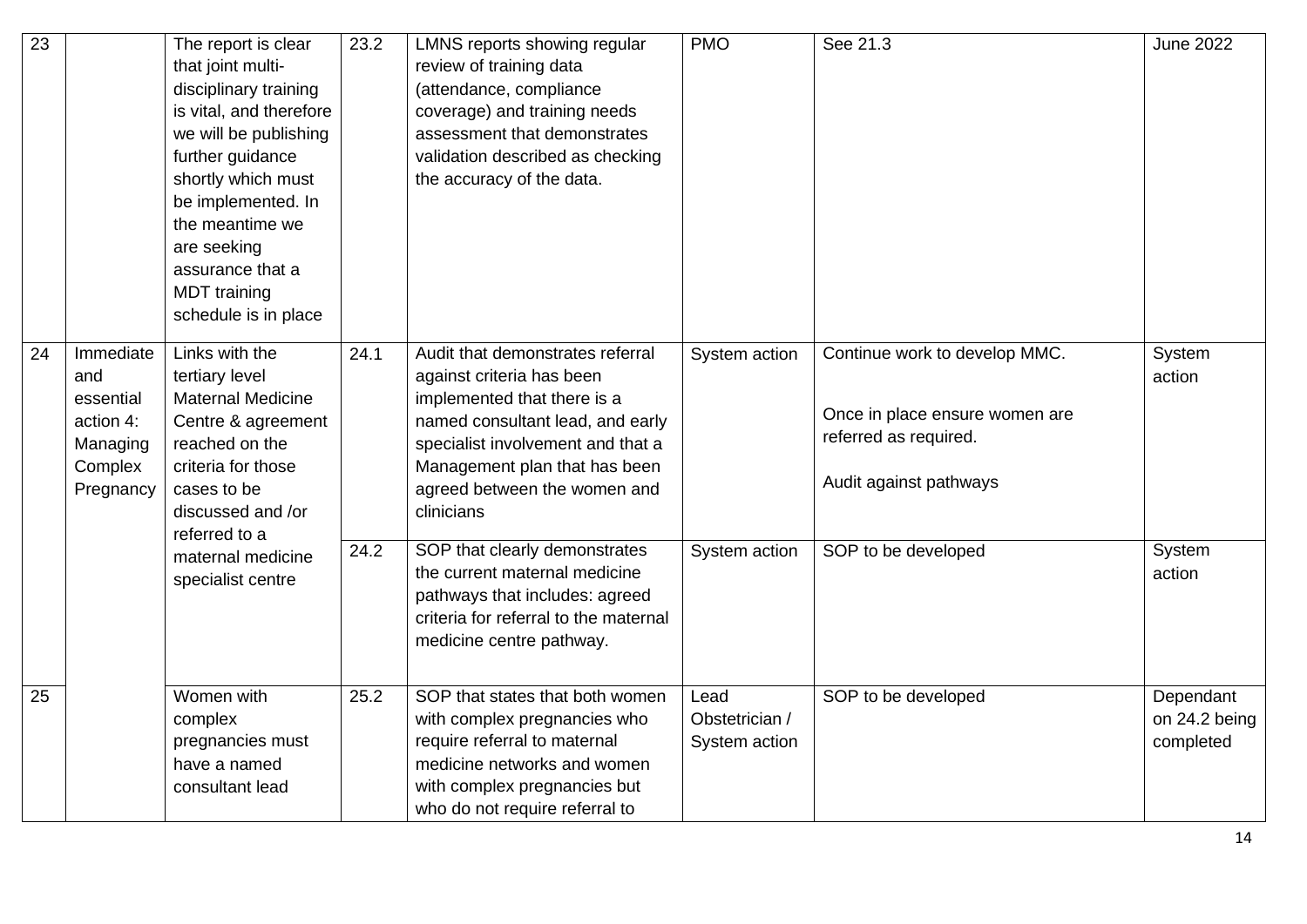| 23 | | The report is clear that joint multi-disciplinary training is vital, and therefore we will be publishing further guidance shortly which must be implemented. In the meantime we are seeking assurance that a MDT training schedule is in place | 23.2 | LMNS reports showing regular review of training data (attendance, compliance coverage) and training needs assessment that demonstrates validation described as checking the accuracy of the data. | PMO | See 21.3 | June 2022 |
|---|---|---|---|---|---|---|---|
| 24 | Immediate and essential action 4: Managing Complex Pregnancy | Links with the tertiary level Maternal Medicine Centre & agreement reached on the criteria for those cases to be discussed and /or referred to a maternal medicine specialist centre | 24.1 | Audit that demonstrates referral against criteria has been implemented that there is a named consultant lead, and early specialist involvement and that a Management plan that has been agreed between the women and clinicians | System action | Continue work to develop MMC.<br><br>Once in place ensure women are referred as required.<br><br>Audit against pathways | System action |
| | | | 24.2 | SOP that clearly demonstrates the current maternal medicine pathways that includes: agreed criteria for referral to the maternal medicine centre pathway. | System action | SOP to be developed | System action |
| 25 | | Women with complex pregnancies must have a named consultant lead | 25.2 | SOP that states that both women with complex pregnancies who require referral to maternal medicine networks and women with complex pregnancies but who do not require referral to | Lead Obstetrician / System action | SOP to be developed | Dependant on 24.2 being completed |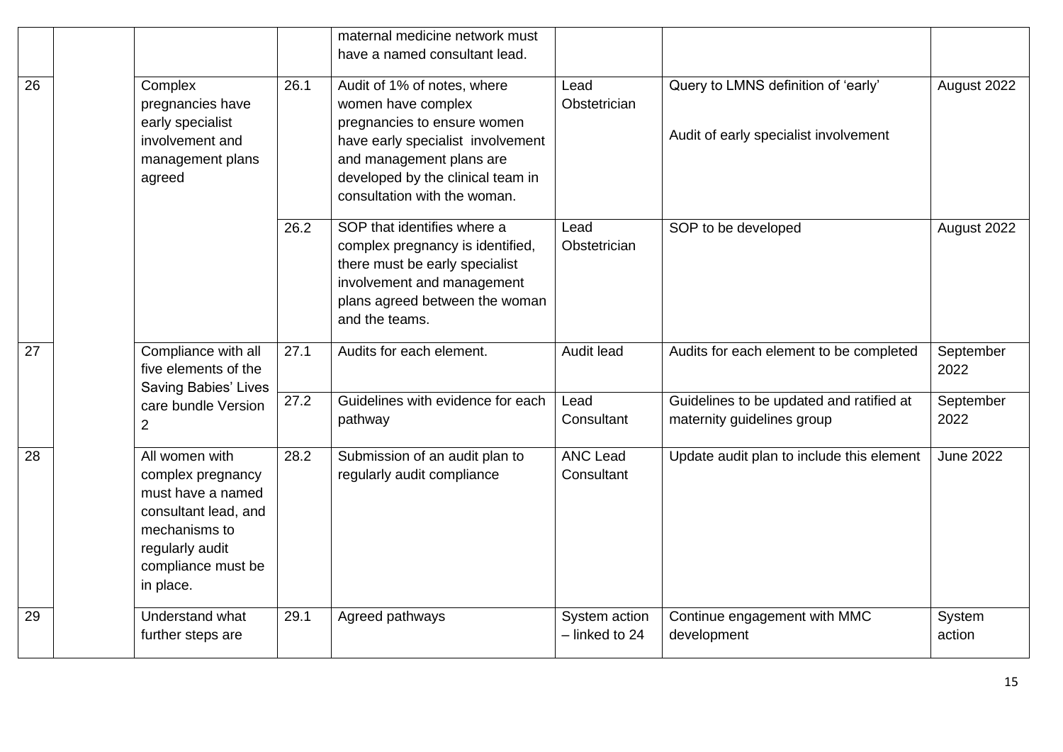| | | | | | | | |
|---|---|---|---|---|---|---|---|
| | | | | maternal medicine network must have a named consultant lead. | | | |
| 26 | | Complex pregnancies have early specialist involvement and management plans agreed | 26.1 | Audit of 1% of notes, where women have complex pregnancies to ensure women have early specialist involvement and management plans are developed by the clinical team in consultation with the woman. | Lead Obstetrician | Query to LMNS definition of 'early'<br><br>Audit of early specialist involvement | August 2022 |
| | | | 26.2 | SOP that identifies where a complex pregnancy is identified, there must be early specialist involvement and management plans agreed between the woman and the teams. | Lead Obstetrician | SOP to be developed | August 2022 |
| 27 | | Compliance with all five elements of the Saving Babies' Lives care bundle Version 2 | 27.1 | Audits for each element. | Audit lead | Audits for each element to be completed | September 2022 |
| | | | 27.2 | Guidelines with evidence for each pathway | Lead Consultant | Guidelines to be updated and ratified at maternity guidelines group | September 2022 |
| 28 | | All women with complex pregnancy must have a named consultant lead, and mechanisms to regularly audit compliance must be in place. | 28.2 | Submission of an audit plan to regularly audit compliance | ANC Lead Consultant | Update audit plan to include this element | June 2022 |
| 29 | | Understand what further steps are | 29.1 | Agreed pathways | System action – linked to 24 | Continue engagement with MMC development | System action |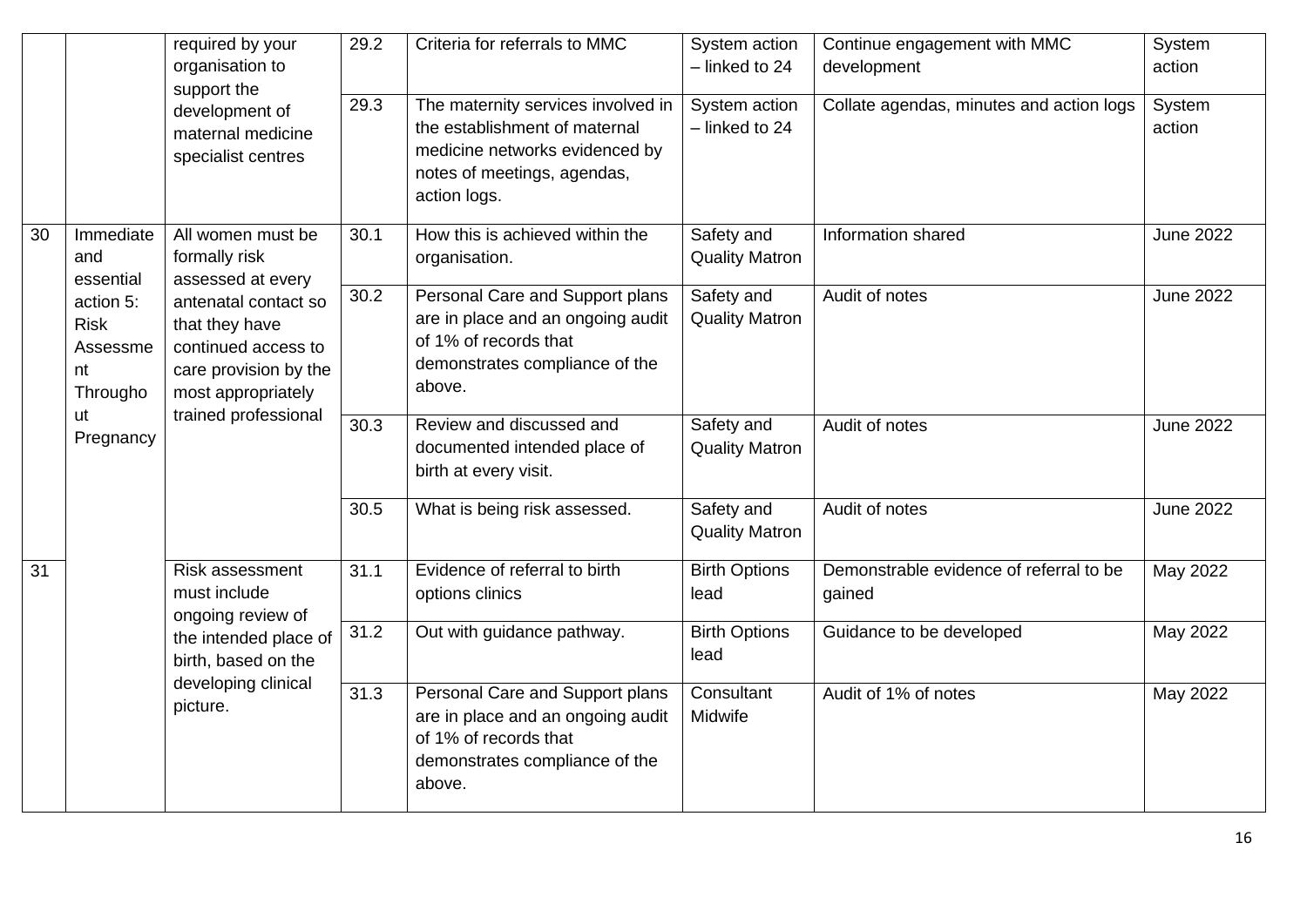| | | required by your organisation to support the development of maternal medicine specialist centres | 29.2 | Criteria for referrals to MMC | System action – linked to 24 | Continue engagement with MMC development | System action |
|---|---|---|---|---|---|---|---|
| | | | 29.3 | The maternity services involved in the establishment of maternal medicine networks evidenced by notes of meetings, agendas, action logs. | System action – linked to 24 | Collate agendas, minutes and action logs | System action |
| 30 | Immediate and essential action 5: Risk Assessment Throughout Pregnancy | All women must be formally risk assessed at every antenatal contact so that they have continued access to care provision by the most appropriately trained professional | 30.1 | How this is achieved within the organisation. | Safety and Quality Matron | Information shared | June 2022 |
| | | | 30.2 | Personal Care and Support plans are in place and an ongoing audit of 1% of records that demonstrates compliance of the above. | Safety and Quality Matron | Audit of notes | June 2022 |
| | | | 30.3 | Review and discussed and documented intended place of birth at every visit. | Safety and Quality Matron | Audit of notes | June 2022 |
| | | | 30.5 | What is being risk assessed. | Safety and Quality Matron | Audit of notes | June 2022 |
| 31 | | Risk assessment must include ongoing review of the intended place of birth, based on the developing clinical picture. | 31.1 | Evidence of referral to birth options clinics | Birth Options lead | Demonstrable evidence of referral to be gained | May 2022 |
| | | | 31.2 | Out with guidance pathway. | Birth Options lead | Guidance to be developed | May 2022 |
| | | | 31.3 | Personal Care and Support plans are in place and an ongoing audit of 1% of records that demonstrates compliance of the above. | Consultant Midwife | Audit of 1% of notes | May 2022 |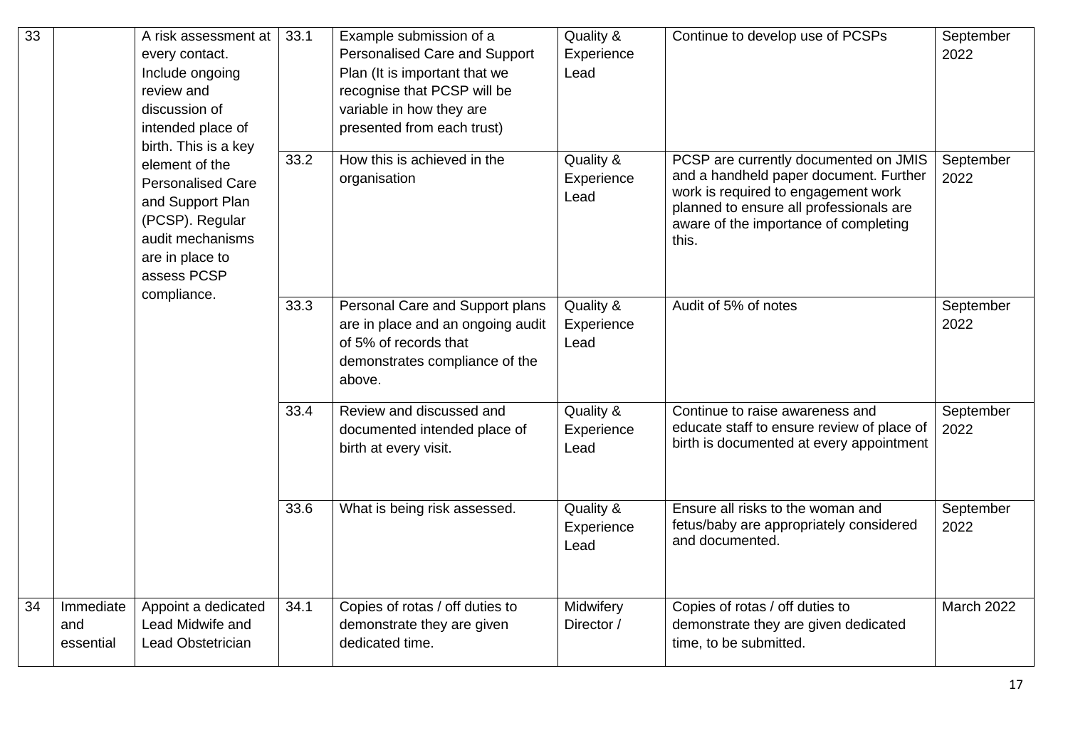| 33 | | A risk assessment at every contact. Include ongoing review and discussion of intended place of birth. This is a key element of the Personalised Care and Support Plan (PCSP). Regular audit mechanisms are in place to assess PCSP compliance. | 33.1 | Example submission of a Personalised Care and Support Plan (It is important that we recognise that PCSP will be variable in how they are presented from each trust) | Quality & Experience Lead | Continue to develop use of PCSPs | September 2022 |
|---|---|---|---|---|---|---|---|
| | | | 33.2 | How this is achieved in the organisation | Quality & Experience Lead | PCSP are currently documented on JMIS and a handheld paper document. Further work is required to engagement work planned to ensure all professionals are aware of the importance of completing this. | September 2022 |
| | | | 33.3 | Personal Care and Support plans are in place and an ongoing audit of 5% of records that demonstrates compliance of the above. | Quality & Experience Lead | Audit of 5% of notes | September 2022 |
| | | | 33.4 | Review and discussed and documented intended place of birth at every visit. | Quality & Experience Lead | Continue to raise awareness and educate staff to ensure review of place of birth is documented at every appointment | September 2022 |
| | | | 33.6 | What is being risk assessed. | Quality & Experience Lead | Ensure all risks to the woman and fetus/baby are appropriately considered and documented. | September 2022 |
| 34 | Immediate and essential | Appoint a dedicated Lead Midwife and Lead Obstetrician | 34.1 | Copies of rotas / off duties to demonstrate they are given dedicated time. | Midwifery Director / | Copies of rotas / off duties to demonstrate they are given dedicated time, to be submitted. | March 2022 |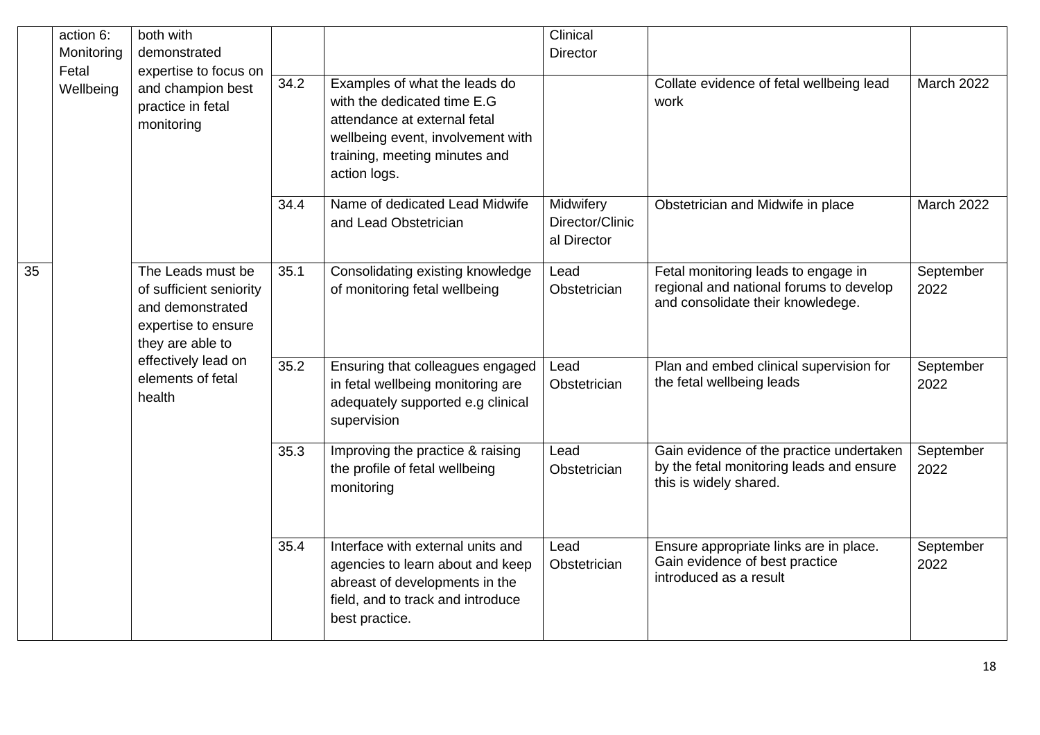|  |  |  |  |  |  |  |  |
|---|---|---|---|---|---|---|---|
|  | action 6: Monitoring Fetal Wellbeing | both with demonstrated expertise to focus on and champion best practice in fetal monitoring |  |  | Clinical Director |  |  |
|  |  |  | 34.2 | Examples of what the leads do with the dedicated time E.G attendance at external fetal wellbeing event, involvement with training, meeting minutes and action logs. |  | Collate evidence of fetal wellbeing lead work | March 2022 |
|  |  |  | 34.4 | Name of dedicated Lead Midwife and Lead Obstetrician | Midwifery Director/Clinical Director | Obstetrician and Midwife in place | March 2022 |
| 35 |  | The Leads must be of sufficient seniority and demonstrated expertise to ensure they are able to effectively lead on elements of fetal health | 35.1 | Consolidating existing knowledge of monitoring fetal wellbeing | Lead Obstetrician | Fetal monitoring leads to engage in regional and national forums to develop and consolidate their knowledege. | September 2022 |
|  |  |  | 35.2 | Ensuring that colleagues engaged in fetal wellbeing monitoring are adequately supported e.g clinical supervision | Lead Obstetrician | Plan and embed clinical supervision for the fetal wellbeing leads | September 2022 |
|  |  |  | 35.3 | Improving the practice & raising the profile of fetal wellbeing monitoring | Lead Obstetrician | Gain evidence of the practice undertaken by the fetal monitoring leads and ensure this is widely shared. | September 2022 |
|  |  |  | 35.4 | Interface with external units and agencies to learn about and keep abreast of developments in the field, and to track and introduce best practice. | Lead Obstetrician | Ensure appropriate links are in place. Gain evidence of best practice introduced as a result | September 2022 |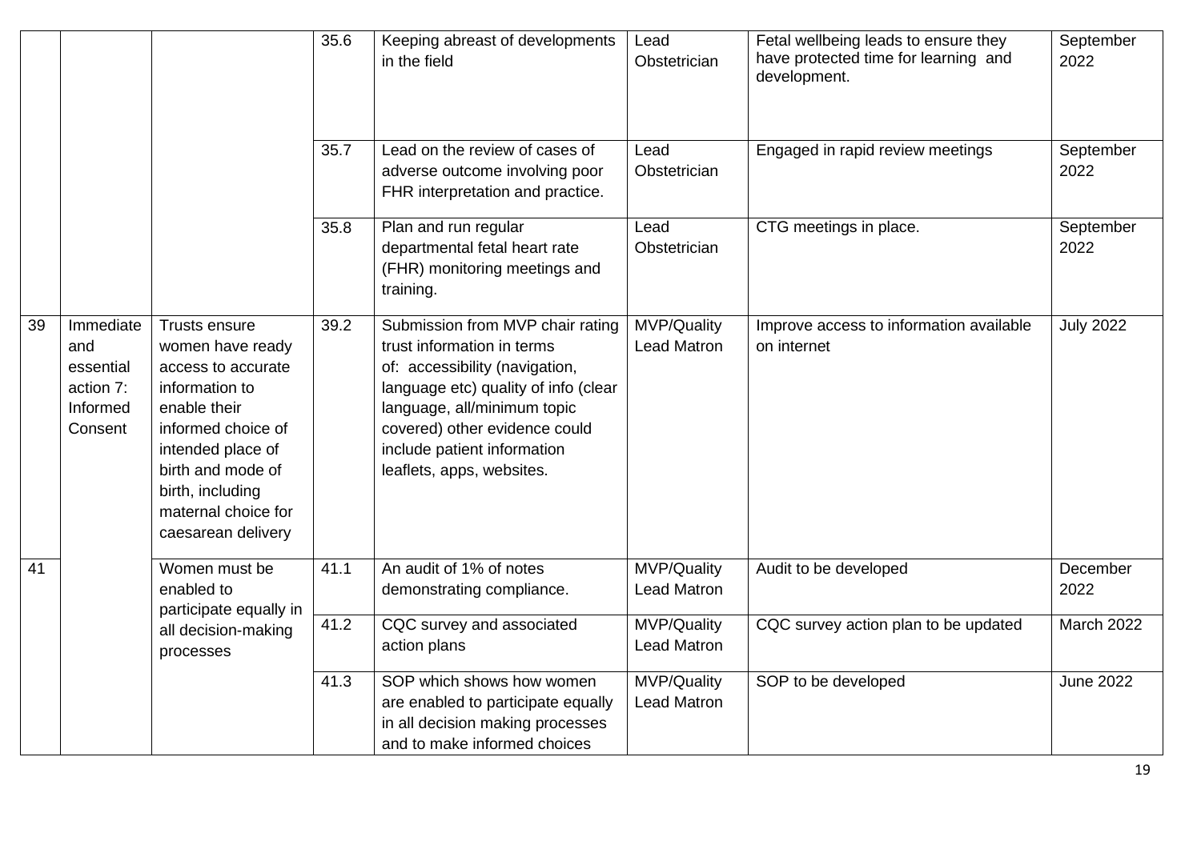| | | | | | | | |
|---|---|---|---|---|---|---|---|
| | | | 35.6 | Keeping abreast of developments in the field | Lead Obstetrician | Fetal wellbeing leads to ensure they have protected time for learning and development. | September 2022 |
| | | | 35.7 | Lead on the review of cases of adverse outcome involving poor FHR interpretation and practice. | Lead Obstetrician | Engaged in rapid review meetings | September 2022 |
| | | | 35.8 | Plan and run regular departmental fetal heart rate (FHR) monitoring meetings and training. | Lead Obstetrician | CTG meetings in place. | September 2022 |
| 39 | Immediate and essential action 7: Informed Consent | Trusts ensure women have ready access to accurate information to enable their informed choice of intended place of birth and mode of birth, including maternal choice for caesarean delivery | 39.2 | Submission from MVP chair rating trust information in terms of: accessibility (navigation, language etc) quality of info (clear language, all/minimum topic covered) other evidence could include patient information leaflets, apps, websites. | MVP/Quality Lead Matron | Improve access to information available on internet | July 2022 |
| 41 | | Women must be enabled to participate equally in all decision-making processes | 41.1 | An audit of 1% of notes demonstrating compliance. | MVP/Quality Lead Matron | Audit to be developed | December 2022 |
| | | | 41.2 | CQC survey and associated action plans | MVP/Quality Lead Matron | CQC survey action plan to be updated | March 2022 |
| | | | 41.3 | SOP which shows how women are enabled to participate equally in all decision making processes and to make informed choices | MVP/Quality Lead Matron | SOP to be developed | June 2022 |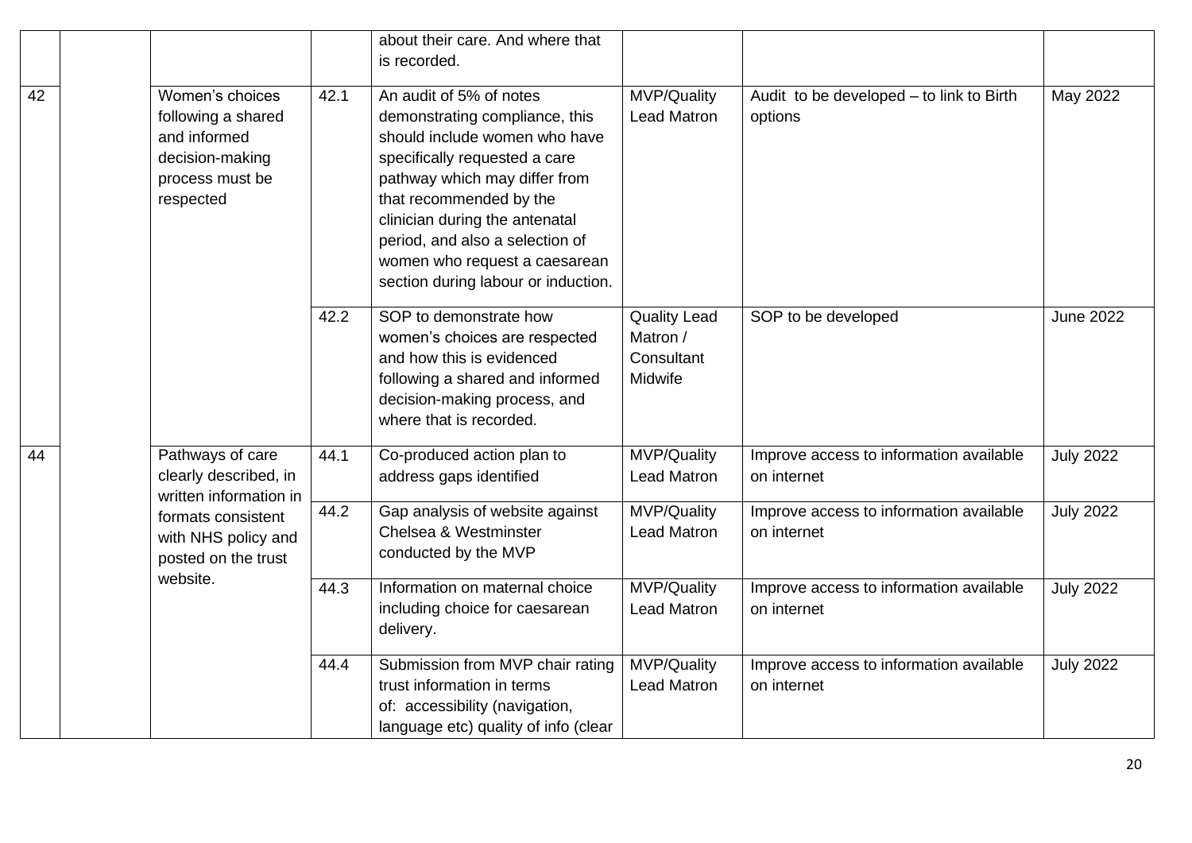| | | | | | | | |
|---|---|---|---|---|---|---|---|
| | | | | about their care. And where that is recorded. | | | |
| 42 | | Women's choices following a shared and informed decision-making process must be respected | 42.1 | An audit of 5% of notes demonstrating compliance, this should include women who have specifically requested a care pathway which may differ from that recommended by the clinician during the antenatal period, and also a selection of women who request a caesarean section during labour or induction. | MVP/Quality Lead Matron | Audit to be developed – to link to Birth options | May 2022 |
| | | | 42.2 | SOP to demonstrate how women's choices are respected and how this is evidenced following a shared and informed decision-making process, and where that is recorded. | Quality Lead Matron / Consultant Midwife | SOP to be developed | June 2022 |
| 44 | | Pathways of care clearly described, in written information in formats consistent with NHS policy and posted on the trust website. | 44.1 | Co-produced action plan to address gaps identified | MVP/Quality Lead Matron | Improve access to information available on internet | July 2022 |
| | | | 44.2 | Gap analysis of website against Chelsea & Westminster conducted by the MVP | MVP/Quality Lead Matron | Improve access to information available on internet | July 2022 |
| | | | 44.3 | Information on maternal choice including choice for caesarean delivery. | MVP/Quality Lead Matron | Improve access to information available on internet | July 2022 |
| | | | 44.4 | Submission from MVP chair rating trust information in terms of: accessibility (navigation, language etc) quality of info (clear | MVP/Quality Lead Matron | Improve access to information available on internet | July 2022 |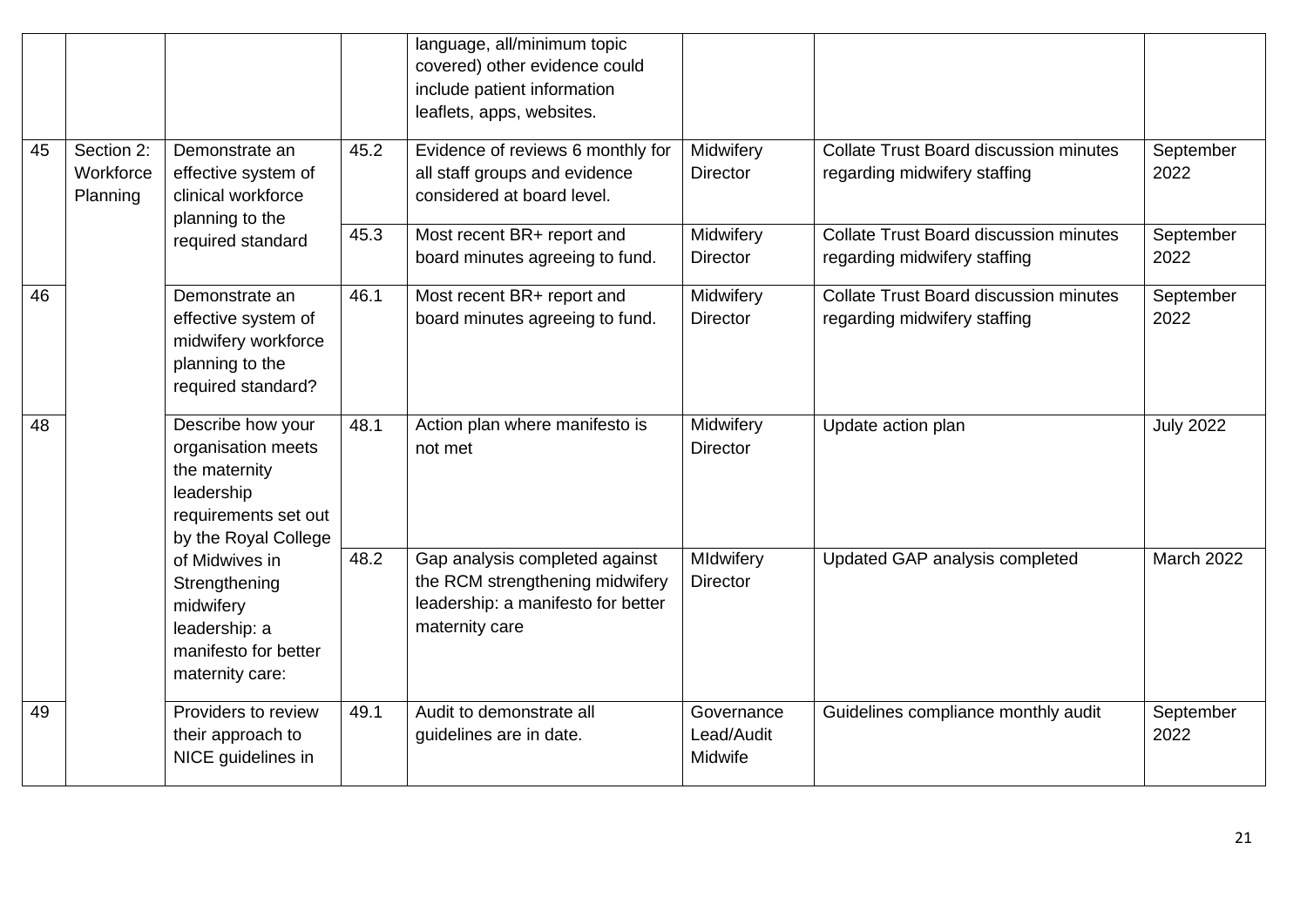| | | | | | | | |
|---|---|---|---|---|---|---|---|
| | | | | language, all/minimum topic covered) other evidence could include patient information leaflets, apps, websites. | | | |
| 45 | Section 2: Workforce Planning | Demonstrate an effective system of clinical workforce planning to the required standard | 45.2 | Evidence of reviews 6 monthly for all staff groups and evidence considered at board level. | Midwifery Director | Collate Trust Board discussion minutes regarding midwifery staffing | September 2022 |
| | | | 45.3 | Most recent BR+ report and board minutes agreeing to fund. | Midwifery Director | Collate Trust Board discussion minutes regarding midwifery staffing | September 2022 |
| 46 | | Demonstrate an effective system of midwifery workforce planning to the required standard? | 46.1 | Most recent BR+ report and board minutes agreeing to fund. | Midwifery Director | Collate Trust Board discussion minutes regarding midwifery staffing | September 2022 |
| 48 | | Describe how your organisation meets the maternity leadership requirements set out by the Royal College of Midwives in Strengthening midwifery leadership: a manifesto for better maternity care: | 48.1 | Action plan where manifesto is not met | Midwifery Director | Update action plan | July 2022 |
| | | | 48.2 | Gap analysis completed against the RCM strengthening midwifery leadership: a manifesto for better maternity care | MIdwifery Director | Updated GAP analysis completed | March 2022 |
| 49 | | Providers to review their approach to NICE guidelines in | 49.1 | Audit to demonstrate all guidelines are in date. | Governance Lead/Audit Midwife | Guidelines compliance monthly audit | September 2022 |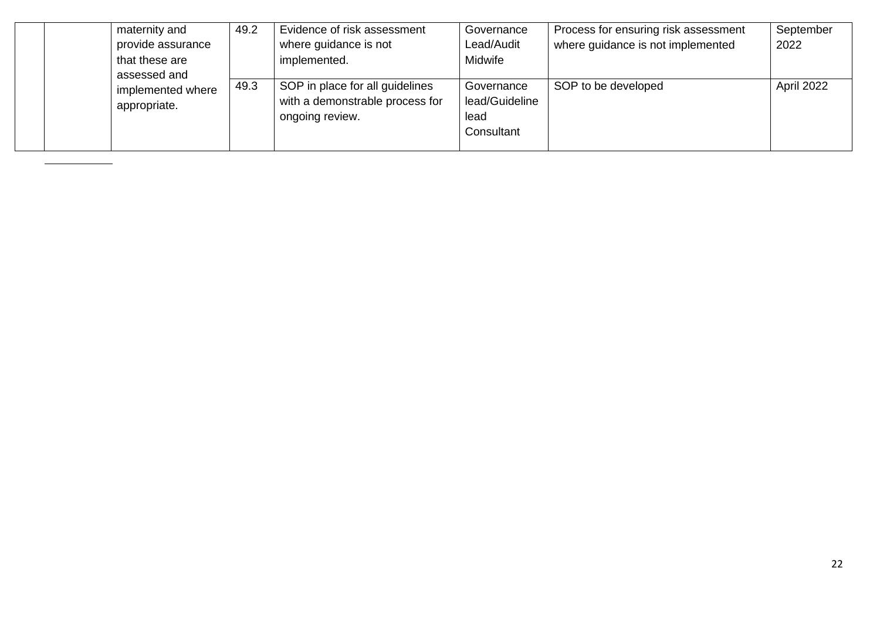| | | | | | | | |
|---|---|---|---|---|---|---|---|
| | | maternity and provide assurance that these are assessed and implemented where appropriate. | 49.2 | Evidence of risk assessment where guidance is not implemented. | Governance Lead/Audit Midwife | Process for ensuring risk assessment where guidance is not implemented | September 2022 |
| | | | 49.3 | SOP in place for all guidelines with a demonstrable process for ongoing review. | Governance lead/Guideline lead Consultant | SOP to be developed | April 2022 |